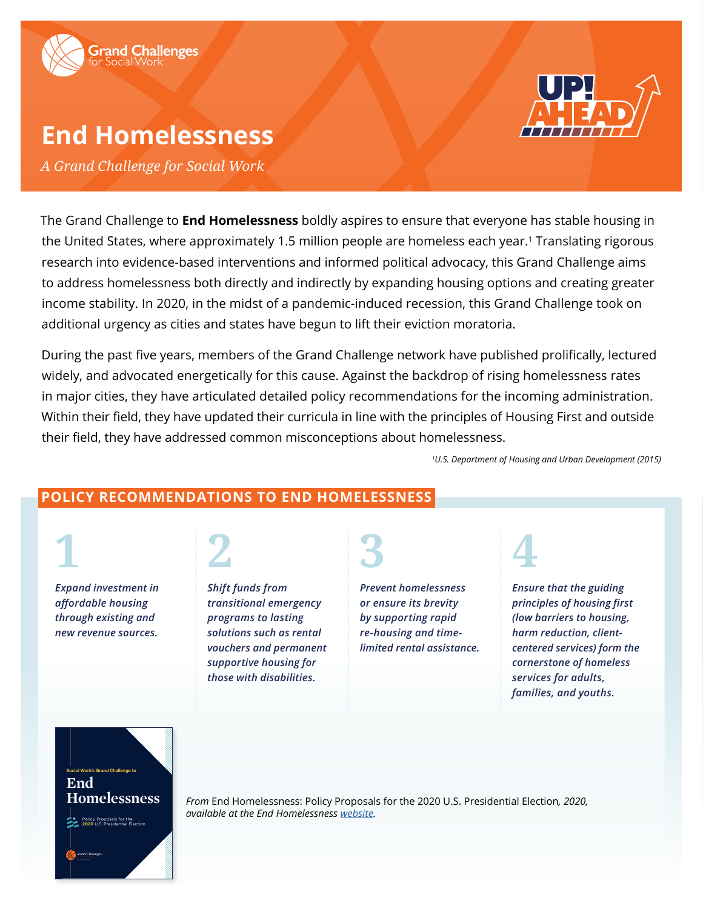Grand Challenges for Social Work

UP! AHEAD

# End Homelessness

*A Grand Challenge for Social Work*

The Grand Challenge to **End Homelessness** boldly aspires to ensure that everyone has stable housing in the United States, where approximately 1.5 million people are homeless each year.[1] Translating rigorous research into evidence-based interventions and informed political advocacy, this Grand Challenge aims to address homelessness both directly and indirectly by expanding housing options and creating greater income stability. In 2020, in the midst of a pandemic-induced recession, this Grand Challenge took on additional urgency as cities and states have begun to lift their eviction moratoria.

During the past five years, members of the Grand Challenge network have published prolifically, lectured widely, and advocated energetically for this cause. Against the backdrop of rising homelessness rates in major cities, they have articulated detailed policy recommendations for the incoming administration. Within their field, they have updated their curricula in line with the principles of Housing First and outside their field, they have addressed common misconceptions about homelessness.

*[1]U.S. Department of Housing and Urban Development (2015)*

## POLICY RECOMMENDATIONS TO END HOMELESSNESS

**1** *Expand investment in affordable housing through existing and new revenue sources.*

**2** *Shift funds from transitional emergency programs to lasting solutions such as rental vouchers and permanent supportive housing for those with disabilities.*

**3** *Prevent homelessness or ensure its brevity by supporting rapid re-housing and time-limited rental assistance.*

**4** *Ensure that the guiding principles of housing first (low barriers to housing, harm reduction, client-centered services) form the cornerstone of homeless services for adults, families, and youths.*

Social Work's Grand Challenge to End Homelessness — Policy Proposals for the 2020 U.S. Presidential Election

*From* End Homelessness: Policy Proposals for the 2020 U.S. Presidential Election*, 2020, available at the End Homelessness [website](website).*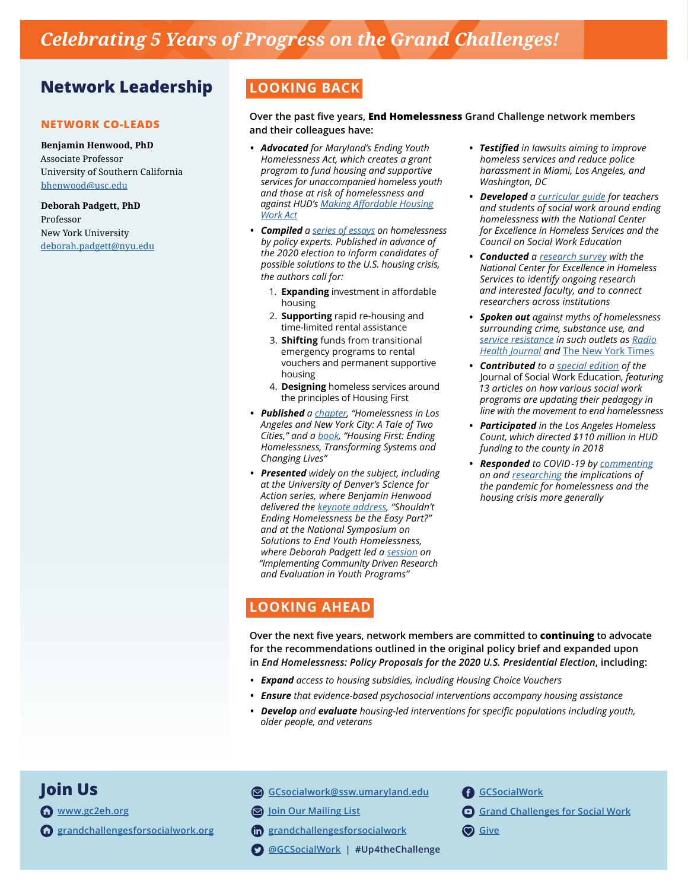# Celebrating 5 Years of Progress on the Grand Challenges!

## Network Leadership

### NETWORK CO-LEADS

**Benjamin Henwood, PhD**
Associate Professor
University of Southern California
bhenwood@usc.edu

**Deborah Padgett, PhD**
Professor
New York University
deborah.padgett@nyu.edu

## LOOKING BACK

Over the past five years, **End Homelessness** Grand Challenge network members and their colleagues have:

- ***Advocated*** *for Maryland's Ending Youth Homelessness Act, which creates a grant program to fund housing and supportive services for unaccompanied homeless youth and those at risk of homelessness and against HUD's Making Affordable Housing Work Act*
- ***Compiled*** *a series of essays on homelessness by policy experts. Published in advance of the 2020 election to inform candidates of possible solutions to the U.S. housing crisis, the authors call for:*
  1. **Expanding** investment in affordable housing
  2. **Supporting** rapid re-housing and time-limited rental assistance
  3. **Shifting** funds from transitional emergency programs to rental vouchers and permanent supportive housing
  4. **Designing** homeless services around the principles of Housing First
- ***Published*** *a chapter, "Homelessness in Los Angeles and New York City: A Tale of Two Cities," and a book, "Housing First: Ending Homelessness, Transforming Systems and Changing Lives"*
- ***Presented*** *widely on the subject, including at the University of Denver's Science for Action series, where Benjamin Henwood delivered the keynote address, "Shouldn't Ending Homelessness be the Easy Part?" and at the National Symposium on Solutions to End Youth Homelessness, where Deborah Padgett led a session on "Implementing Community Driven Research and Evaluation in Youth Programs"*
- ***Testified*** *in lawsuits aiming to improve homeless services and reduce police harassment in Miami, Los Angeles, and Washington, DC*
- ***Developed*** *a curricular guide for teachers and students of social work around ending homelessness with the National Center for Excellence in Homeless Services and the Council on Social Work Education*
- ***Conducted*** *a research survey with the National Center for Excellence in Homeless Services to identify ongoing research and interested faculty, and to connect researchers across institutions*
- ***Spoken out*** *against myths of homelessness surrounding crime, substance use, and service resistance in such outlets as Radio Health Journal and The New York Times*
- ***Contributed*** *to a special edition of the* Journal of Social Work Education, *featuring 13 articles on how various social work programs are updating their pedagogy in line with the movement to end homelessness*
- ***Participated*** *in the Los Angeles Homeless Count, which directed $110 million in HUD funding to the county in 2018*
- ***Responded*** *to COVID-19 by commenting on and researching the implications of the pandemic for homelessness and the housing crisis more generally*

## LOOKING AHEAD

Over the next five years, network members are committed to **continuing** to advocate for the recommendations outlined in the original policy brief and expanded upon in *End Homelessness: Policy Proposals for the 2020 U.S. Presidential Election*, including:

- ***Expand*** *access to housing subsidies, including Housing Choice Vouchers*
- ***Ensure*** *that evidence-based psychosocial interventions accompany housing assistance*
- ***Develop*** *and* ***evaluate*** *housing-led interventions for specific populations including youth, older people, and veterans*

## Join Us

- www.gc2eh.org
- grandchallengesforsocialwork.org
- GCsocialwork@ssw.umaryland.edu
- Join Our Mailing List
- grandchallengesforsocialwork
- @GCSocialWork | #Up4theChallenge
- GCSocialWork
- Grand Challenges for Social Work
- Give